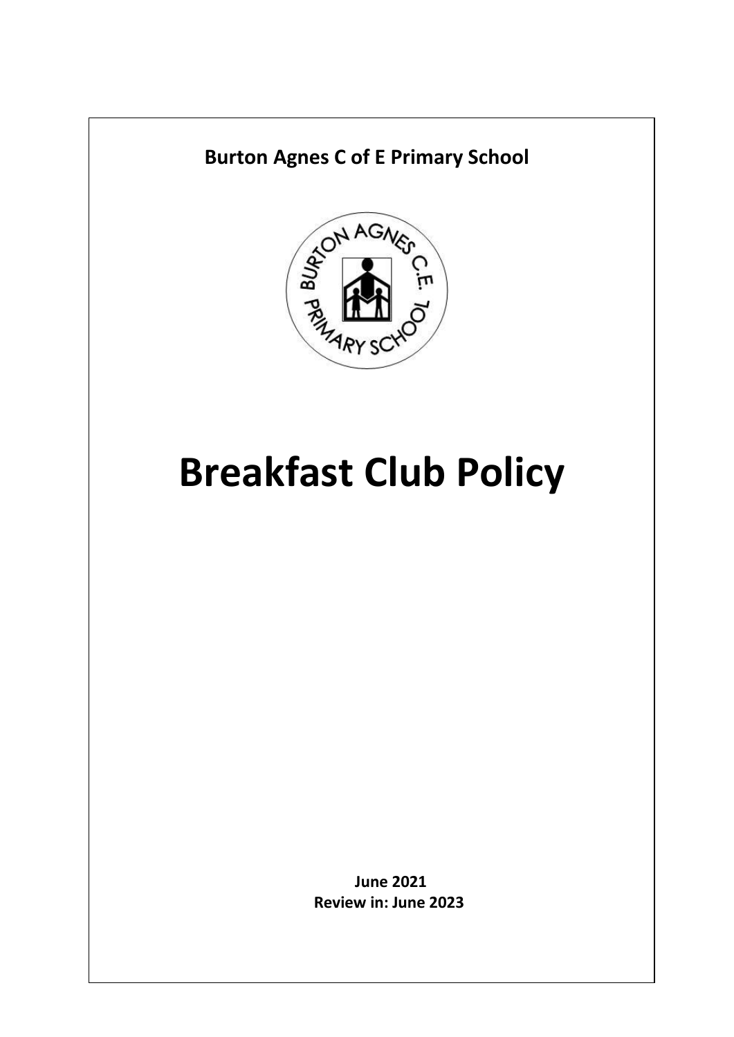**Burton Agnes C of E Primary School**

# Breakfast Club Policy

**June 2021**
**Review in: June 2023**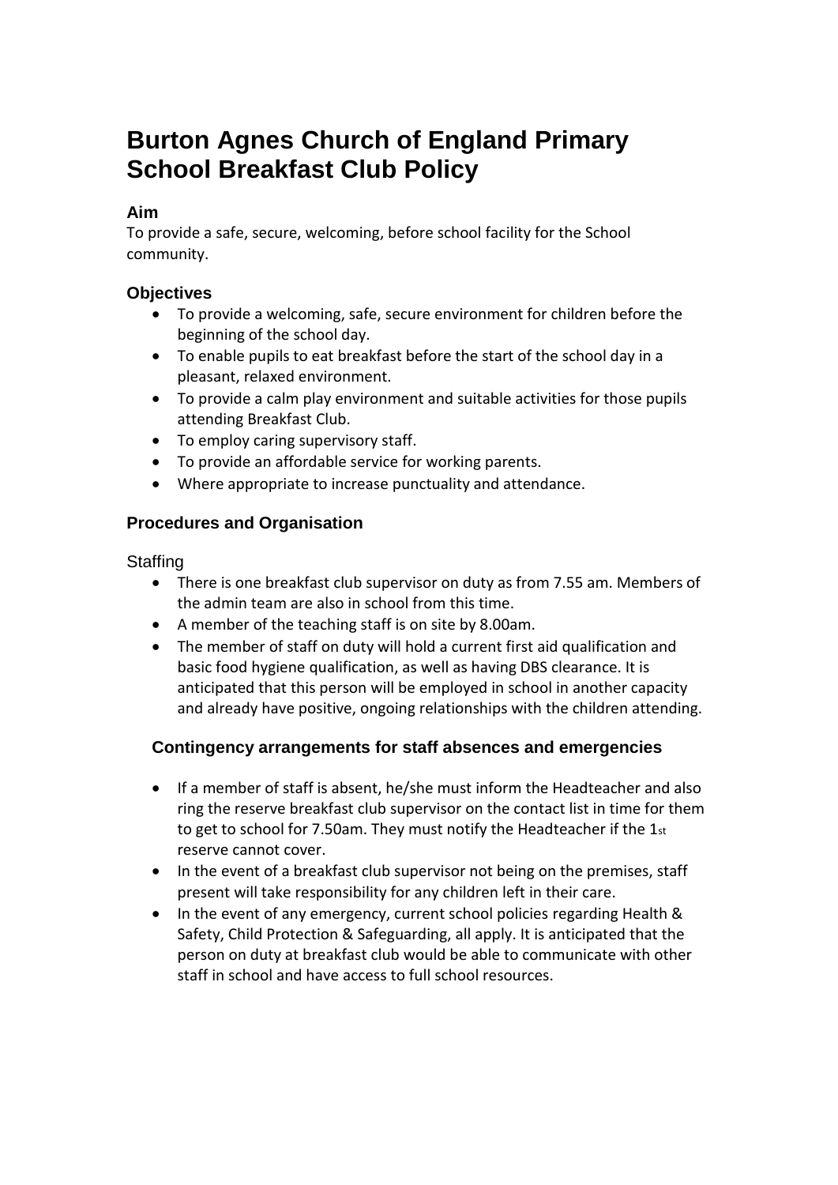# Burton Agnes Church of England Primary School Breakfast Club Policy

### Aim

To provide a safe, secure, welcoming, before school facility for the School community.

### Objectives

- To provide a welcoming, safe, secure environment for children before the beginning of the school day.
- To enable pupils to eat breakfast before the start of the school day in a pleasant, relaxed environment.
- To provide a calm play environment and suitable activities for those pupils attending Breakfast Club.
- To employ caring supervisory staff.
- To provide an affordable service for working parents.
- Where appropriate to increase punctuality and attendance.

### Procedures and Organisation

Staffing

- There is one breakfast club supervisor on duty as from 7.55 am. Members of the admin team are also in school from this time.
- A member of the teaching staff is on site by 8.00am.
- The member of staff on duty will hold a current first aid qualification and basic food hygiene qualification, as well as having DBS clearance. It is anticipated that this person will be employed in school in another capacity and already have positive, ongoing relationships with the children attending.

### Contingency arrangements for staff absences and emergencies

- If a member of staff is absent, he/she must inform the Headteacher and also ring the reserve breakfast club supervisor on the contact list in time for them to get to school for 7.50am. They must notify the Headteacher if the 1st reserve cannot cover.
- In the event of a breakfast club supervisor not being on the premises, staff present will take responsibility for any children left in their care.
- In the event of any emergency, current school policies regarding Health & Safety, Child Protection & Safeguarding, all apply. It is anticipated that the person on duty at breakfast club would be able to communicate with other staff in school and have access to full school resources.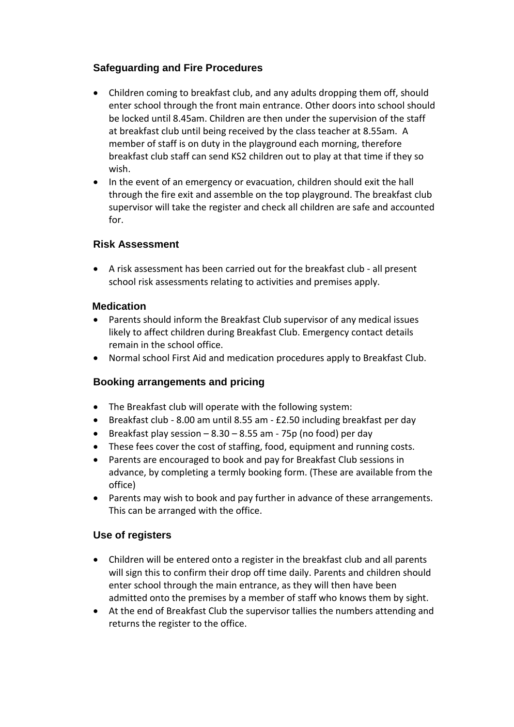## Safeguarding and Fire Procedures

- Children coming to breakfast club, and any adults dropping them off, should enter school through the front main entrance. Other doors into school should be locked until 8.45am. Children are then under the supervision of the staff at breakfast club until being received by the class teacher at 8.55am. A member of staff is on duty in the playground each morning, therefore breakfast club staff can send KS2 children out to play at that time if they so wish.
- In the event of an emergency or evacuation, children should exit the hall through the fire exit and assemble on the top playground. The breakfast club supervisor will take the register and check all children are safe and accounted for.

## Risk Assessment

- A risk assessment has been carried out for the breakfast club - all present school risk assessments relating to activities and premises apply.

## Medication

- Parents should inform the Breakfast Club supervisor of any medical issues likely to affect children during Breakfast Club. Emergency contact details remain in the school office.
- Normal school First Aid and medication procedures apply to Breakfast Club.

## Booking arrangements and pricing

- The Breakfast club will operate with the following system:
- Breakfast club - 8.00 am until 8.55 am - £2.50 including breakfast per day
- Breakfast play session – 8.30 – 8.55 am - 75p (no food) per day
- These fees cover the cost of staffing, food, equipment and running costs.
- Parents are encouraged to book and pay for Breakfast Club sessions in advance, by completing a termly booking form. (These are available from the office)
- Parents may wish to book and pay further in advance of these arrangements. This can be arranged with the office.

## Use of registers

- Children will be entered onto a register in the breakfast club and all parents will sign this to confirm their drop off time daily. Parents and children should enter school through the main entrance, as they will then have been admitted onto the premises by a member of staff who knows them by sight.
- At the end of Breakfast Club the supervisor tallies the numbers attending and returns the register to the office.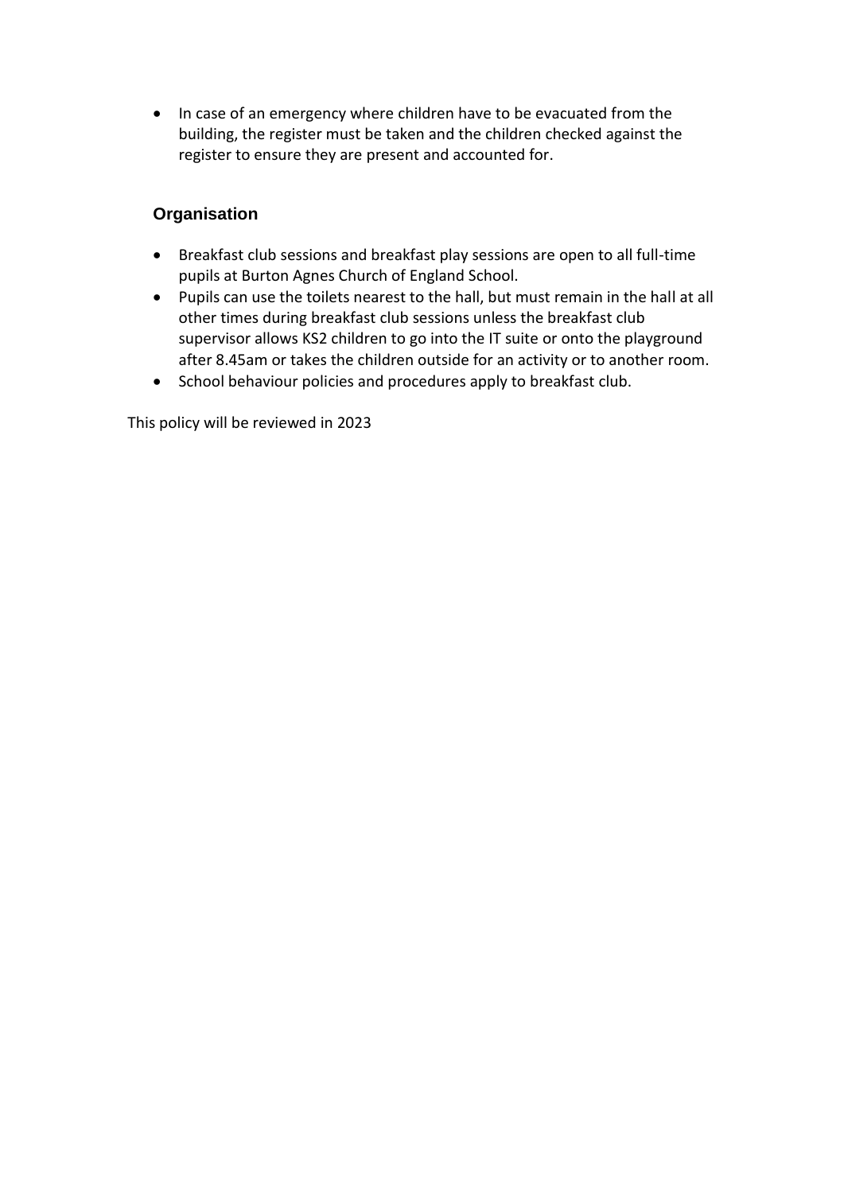- In case of an emergency where children have to be evacuated from the building, the register must be taken and the children checked against the register to ensure they are present and accounted for.

## Organisation

- Breakfast club sessions and breakfast play sessions are open to all full-time pupils at Burton Agnes Church of England School.
- Pupils can use the toilets nearest to the hall, but must remain in the hall at all other times during breakfast club sessions unless the breakfast club supervisor allows KS2 children to go into the IT suite or onto the playground after 8.45am or takes the children outside for an activity or to another room.
- School behaviour policies and procedures apply to breakfast club.

This policy will be reviewed in 2023